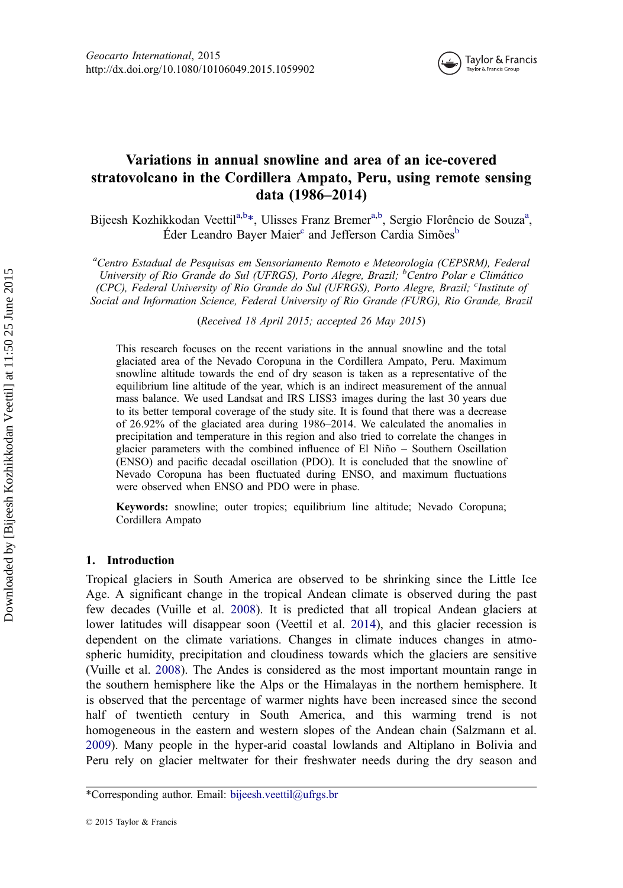# Variations in annual snowline and area of an ice-covered stratovolcano in the Cordillera Ampato, Peru, using remote sensing data (1986–2014)

Bijeesh Kozhikkodan Veettil[a,b]*, Ulisses Franz Bremer[a,b], Sergio Florêncio de Souza[a], Éder Leandro Bayer Maier[c] and Jefferson Cardia Simões[b]

[a]*Centro Estadual de Pesquisas em Sensoriamento Remoto e Meteorologia (CEPSRM), Federal University of Rio Grande do Sul (UFRGS), Porto Alegre, Brazil;* [b]*Centro Polar e Climático (CPC), Federal University of Rio Grande do Sul (UFRGS), Porto Alegre, Brazil;* [c]*Institute of Social and Information Science, Federal University of Rio Grande (FURG), Rio Grande, Brazil*

(*Received 18 April 2015; accepted 26 May 2015*)

This research focuses on the recent variations in the annual snowline and the total glaciated area of the Nevado Coropuna in the Cordillera Ampato, Peru. Maximum snowline altitude towards the end of dry season is taken as a representative of the equilibrium line altitude of the year, which is an indirect measurement of the annual mass balance. We used Landsat and IRS LISS3 images during the last 30 years due to its better temporal coverage of the study site. It is found that there was a decrease of 26.92% of the glaciated area during 1986–2014. We calculated the anomalies in precipitation and temperature in this region and also tried to correlate the changes in glacier parameters with the combined influence of El Niño – Southern Oscillation (ENSO) and pacific decadal oscillation (PDO). It is concluded that the snowline of Nevado Coropuna has been fluctuated during ENSO, and maximum fluctuations were observed when ENSO and PDO were in phase.

**Keywords:** snowline; outer tropics; equilibrium line altitude; Nevado Coropuna; Cordillera Ampato

## 1. Introduction

Tropical glaciers in South America are observed to be shrinking since the Little Ice Age. A significant change in the tropical Andean climate is observed during the past few decades (Vuille et al. 2008). It is predicted that all tropical Andean glaciers at lower latitudes will disappear soon (Veettil et al. 2014), and this glacier recession is dependent on the climate variations. Changes in climate induces changes in atmospheric humidity, precipitation and cloudiness towards which the glaciers are sensitive (Vuille et al. 2008). The Andes is considered as the most important mountain range in the southern hemisphere like the Alps or the Himalayas in the northern hemisphere. It is observed that the percentage of warmer nights have been increased since the second half of twentieth century in South America, and this warming trend is not homogeneous in the eastern and western slopes of the Andean chain (Salzmann et al. 2009). Many people in the hyper-arid coastal lowlands and Altiplano in Bolivia and Peru rely on glacier meltwater for their freshwater needs during the dry season and

*Corresponding author. Email: bijeesh.veettil@ufrgs.br

© 2015 Taylor & Francis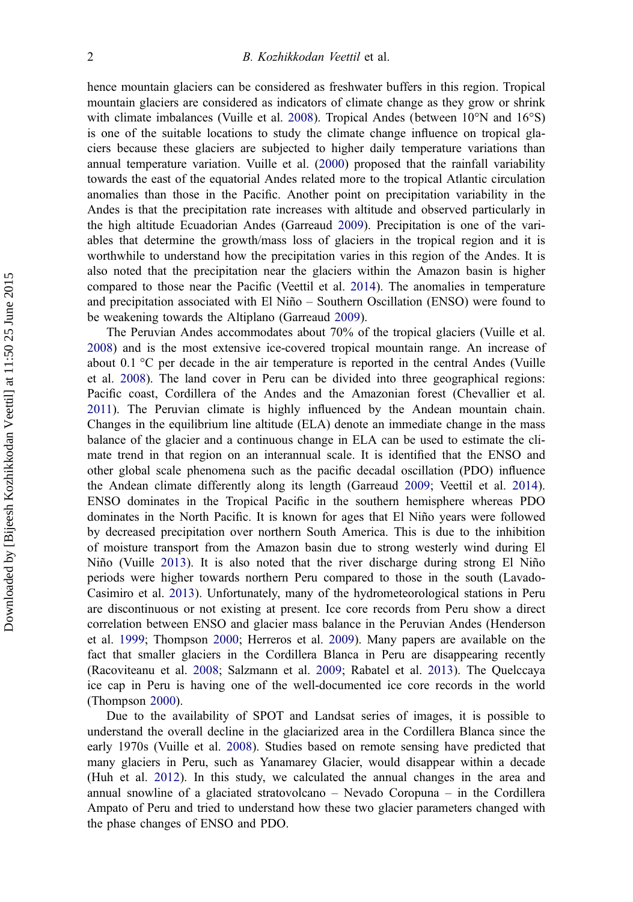hence mountain glaciers can be considered as freshwater buffers in this region. Tropical mountain glaciers are considered as indicators of climate change as they grow or shrink with climate imbalances (Vuille et al. 2008). Tropical Andes (between 10°N and 16°S) is one of the suitable locations to study the climate change influence on tropical glaciers because these glaciers are subjected to higher daily temperature variations than annual temperature variation. Vuille et al. (2000) proposed that the rainfall variability towards the east of the equatorial Andes related more to the tropical Atlantic circulation anomalies than those in the Pacific. Another point on precipitation variability in the Andes is that the precipitation rate increases with altitude and observed particularly in the high altitude Ecuadorian Andes (Garreaud 2009). Precipitation is one of the variables that determine the growth/mass loss of glaciers in the tropical region and it is worthwhile to understand how the precipitation varies in this region of the Andes. It is also noted that the precipitation near the glaciers within the Amazon basin is higher compared to those near the Pacific (Veettil et al. 2014). The anomalies in temperature and precipitation associated with El Niño – Southern Oscillation (ENSO) were found to be weakening towards the Altiplano (Garreaud 2009).

The Peruvian Andes accommodates about 70% of the tropical glaciers (Vuille et al. 2008) and is the most extensive ice-covered tropical mountain range. An increase of about 0.1 °C per decade in the air temperature is reported in the central Andes (Vuille et al. 2008). The land cover in Peru can be divided into three geographical regions: Pacific coast, Cordillera of the Andes and the Amazonian forest (Chevallier et al. 2011). The Peruvian climate is highly influenced by the Andean mountain chain. Changes in the equilibrium line altitude (ELA) denote an immediate change in the mass balance of the glacier and a continuous change in ELA can be used to estimate the climate trend in that region on an interannual scale. It is identified that the ENSO and other global scale phenomena such as the pacific decadal oscillation (PDO) influence the Andean climate differently along its length (Garreaud 2009; Veettil et al. 2014). ENSO dominates in the Tropical Pacific in the southern hemisphere whereas PDO dominates in the North Pacific. It is known for ages that El Niño years were followed by decreased precipitation over northern South America. This is due to the inhibition of moisture transport from the Amazon basin due to strong westerly wind during El Niño (Vuille 2013). It is also noted that the river discharge during strong El Niño periods were higher towards northern Peru compared to those in the south (Lavado-Casimiro et al. 2013). Unfortunately, many of the hydrometeorological stations in Peru are discontinuous or not existing at present. Ice core records from Peru show a direct correlation between ENSO and glacier mass balance in the Peruvian Andes (Henderson et al. 1999; Thompson 2000; Herreros et al. 2009). Many papers are available on the fact that smaller glaciers in the Cordillera Blanca in Peru are disappearing recently (Racoviteanu et al. 2008; Salzmann et al. 2009; Rabatel et al. 2013). The Quelccaya ice cap in Peru is having one of the well-documented ice core records in the world (Thompson 2000).

Due to the availability of SPOT and Landsat series of images, it is possible to understand the overall decline in the glaciarized area in the Cordillera Blanca since the early 1970s (Vuille et al. 2008). Studies based on remote sensing have predicted that many glaciers in Peru, such as Yanamarey Glacier, would disappear within a decade (Huh et al. 2012). In this study, we calculated the annual changes in the area and annual snowline of a glaciated stratovolcano – Nevado Coropuna – in the Cordillera Ampato of Peru and tried to understand how these two glacier parameters changed with the phase changes of ENSO and PDO.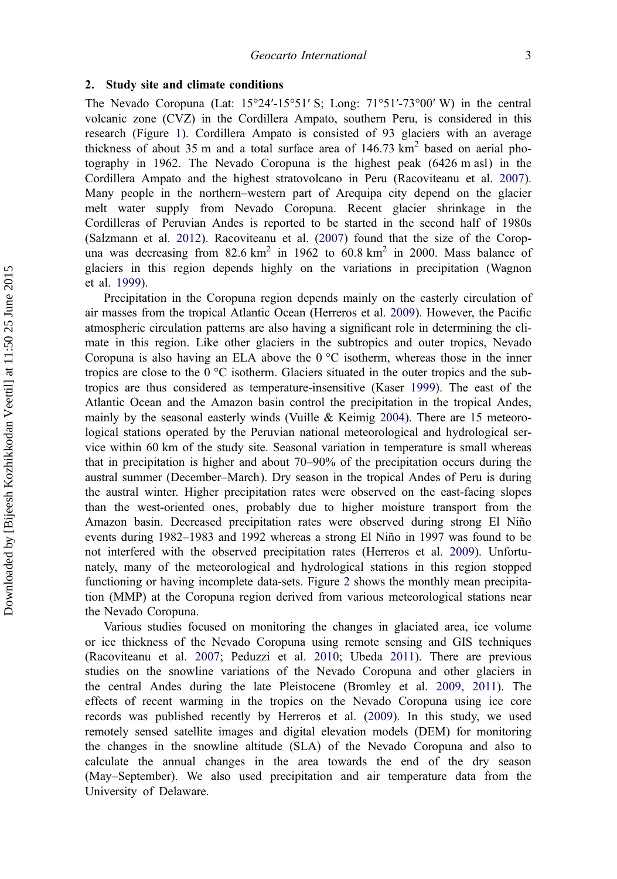## 2. Study site and climate conditions

The Nevado Coropuna (Lat: 15°24′-15°51′ S; Long: 71°51′-73°00′ W) in the central volcanic zone (CVZ) in the Cordillera Ampato, southern Peru, is considered in this research (Figure 1). Cordillera Ampato is consisted of 93 glaciers with an average thickness of about 35 m and a total surface area of 146.73 km$^2$ based on aerial photography in 1962. The Nevado Coropuna is the highest peak (6426 m asl) in the Cordillera Ampato and the highest stratovolcano in Peru (Racoviteanu et al. 2007). Many people in the northern–western part of Arequipa city depend on the glacier melt water supply from Nevado Coropuna. Recent glacier shrinkage in the Cordilleras of Peruvian Andes is reported to be started in the second half of 1980s (Salzmann et al. 2012). Racoviteanu et al. (2007) found that the size of the Coropuna was decreasing from 82.6 km$^2$ in 1962 to 60.8 km$^2$ in 2000. Mass balance of glaciers in this region depends highly on the variations in precipitation (Wagnon et al. 1999).

Precipitation in the Coropuna region depends mainly on the easterly circulation of air masses from the tropical Atlantic Ocean (Herreros et al. 2009). However, the Pacific atmospheric circulation patterns are also having a significant role in determining the climate in this region. Like other glaciers in the subtropics and outer tropics, Nevado Coropuna is also having an ELA above the 0 °C isotherm, whereas those in the inner tropics are close to the 0 °C isotherm. Glaciers situated in the outer tropics and the subtropics are thus considered as temperature-insensitive (Kaser 1999). The east of the Atlantic Ocean and the Amazon basin control the precipitation in the tropical Andes, mainly by the seasonal easterly winds (Vuille & Keimig 2004). There are 15 meteorological stations operated by the Peruvian national meteorological and hydrological service within 60 km of the study site. Seasonal variation in temperature is small whereas that in precipitation is higher and about 70–90% of the precipitation occurs during the austral summer (December–March). Dry season in the tropical Andes of Peru is during the austral winter. Higher precipitation rates were observed on the east-facing slopes than the west-oriented ones, probably due to higher moisture transport from the Amazon basin. Decreased precipitation rates were observed during strong El Niño events during 1982–1983 and 1992 whereas a strong El Niño in 1997 was found to be not interfered with the observed precipitation rates (Herreros et al. 2009). Unfortunately, many of the meteorological and hydrological stations in this region stopped functioning or having incomplete data-sets. Figure 2 shows the monthly mean precipitation (MMP) at the Coropuna region derived from various meteorological stations near the Nevado Coropuna.

Various studies focused on monitoring the changes in glaciated area, ice volume or ice thickness of the Nevado Coropuna using remote sensing and GIS techniques (Racoviteanu et al. 2007; Peduzzi et al. 2010; Ubeda 2011). There are previous studies on the snowline variations of the Nevado Coropuna and other glaciers in the central Andes during the late Pleistocene (Bromley et al. 2009, 2011). The effects of recent warming in the tropics on the Nevado Coropuna using ice core records was published recently by Herreros et al. (2009). In this study, we used remotely sensed satellite images and digital elevation models (DEM) for monitoring the changes in the snowline altitude (SLA) of the Nevado Coropuna and also to calculate the annual changes in the area towards the end of the dry season (May–September). We also used precipitation and air temperature data from the University of Delaware.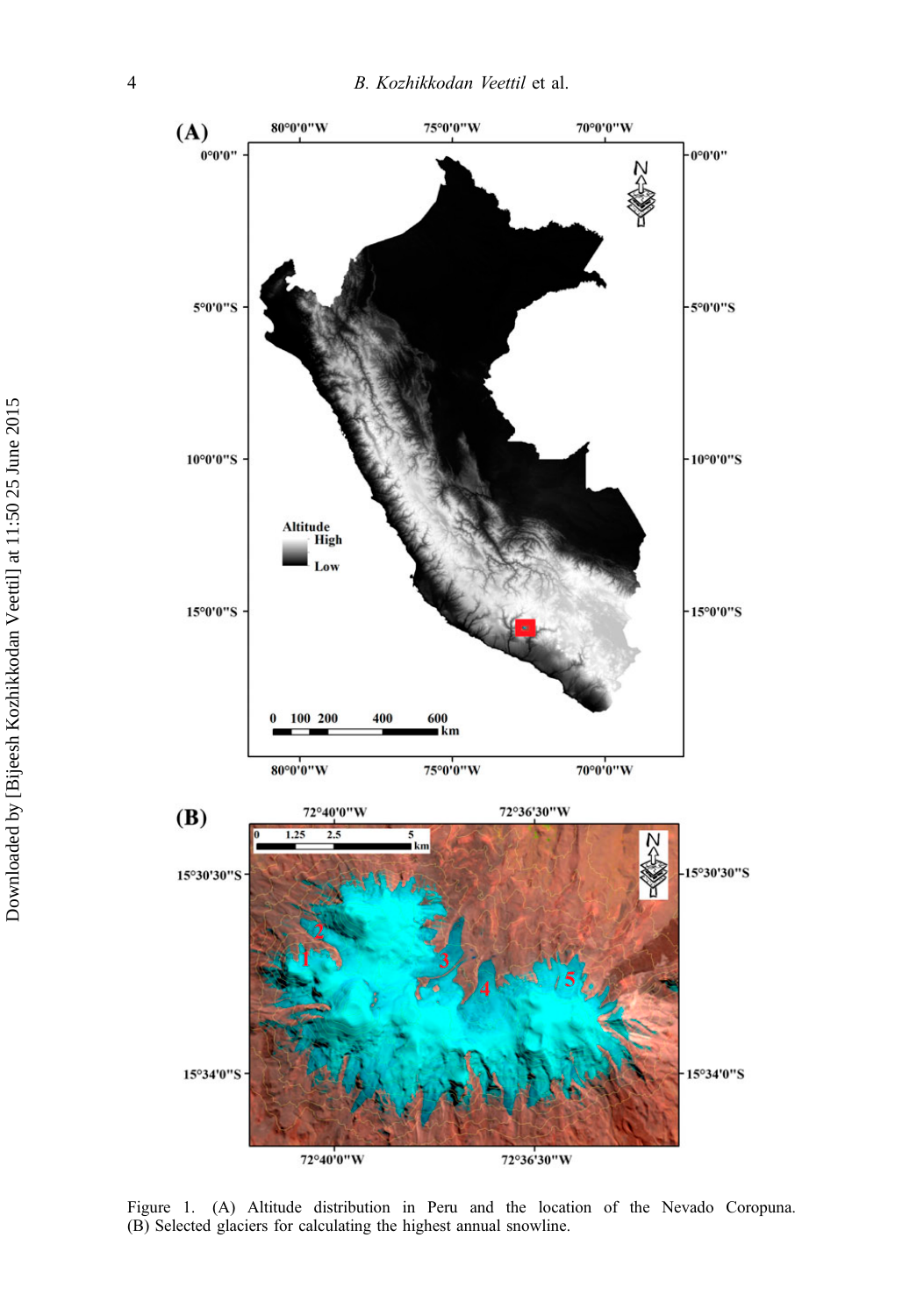Figure 1. (A) Altitude distribution in Peru and the location of the Nevado Coropuna. (B) Selected glaciers for calculating the highest annual snowline.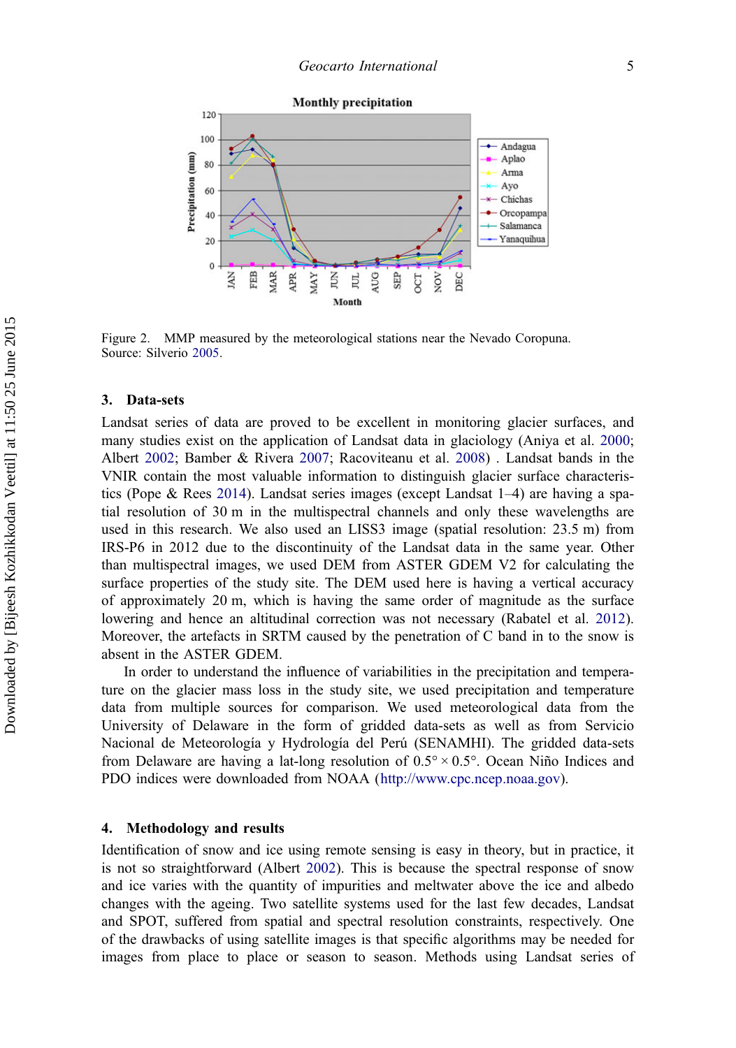Figure 2. MMP measured by the meteorological stations near the Nevado Coropuna. Source: Silverio 2005.

## 3. Data-sets

Landsat series of data are proved to be excellent in monitoring glacier surfaces, and many studies exist on the application of Landsat data in glaciology (Aniya et al. 2000; Albert 2002; Bamber & Rivera 2007; Racoviteanu et al. 2008) . Landsat bands in the VNIR contain the most valuable information to distinguish glacier surface characteristics (Pope & Rees 2014). Landsat series images (except Landsat 1–4) are having a spatial resolution of 30 m in the multispectral channels and only these wavelengths are used in this research. We also used an LISS3 image (spatial resolution: 23.5 m) from IRS-P6 in 2012 due to the discontinuity of the Landsat data in the same year. Other than multispectral images, we used DEM from ASTER GDEM V2 for calculating the surface properties of the study site. The DEM used here is having a vertical accuracy of approximately 20 m, which is having the same order of magnitude as the surface lowering and hence an altitudinal correction was not necessary (Rabatel et al. 2012). Moreover, the artefacts in SRTM caused by the penetration of C band in to the snow is absent in the ASTER GDEM.

In order to understand the influence of variabilities in the precipitation and temperature on the glacier mass loss in the study site, we used precipitation and temperature data from multiple sources for comparison. We used meteorological data from the University of Delaware in the form of gridded data-sets as well as from Servicio Nacional de Meteorología y Hydrología del Perú (SENAMHI). The gridded data-sets from Delaware are having a lat-long resolution of $0.5° \times 0.5°$. Ocean Niño Indices and PDO indices were downloaded from NOAA (http://www.cpc.ncep.noaa.gov).

## 4. Methodology and results

Identification of snow and ice using remote sensing is easy in theory, but in practice, it is not so straightforward (Albert 2002). This is because the spectral response of snow and ice varies with the quantity of impurities and meltwater above the ice and albedo changes with the ageing. Two satellite systems used for the last few decades, Landsat and SPOT, suffered from spatial and spectral resolution constraints, respectively. One of the drawbacks of using satellite images is that specific algorithms may be needed for images from place to place or season to season. Methods using Landsat series of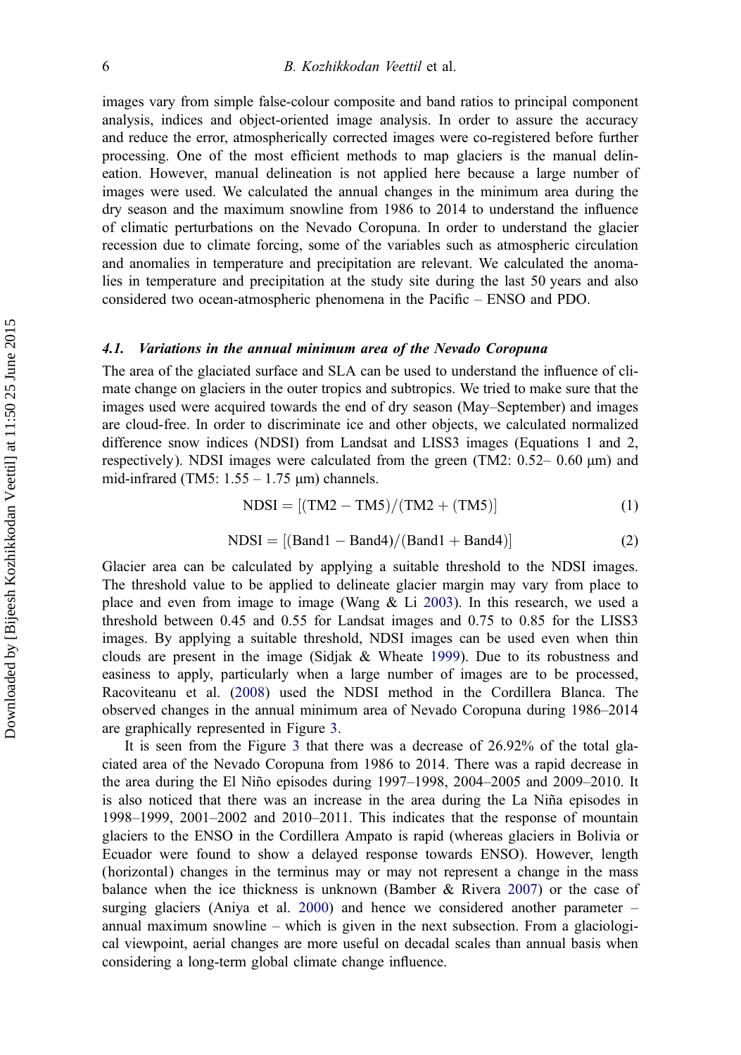images vary from simple false-colour composite and band ratios to principal component analysis, indices and object-oriented image analysis. In order to assure the accuracy and reduce the error, atmospherically corrected images were co-registered before further processing. One of the most efficient methods to map glaciers is the manual delineation. However, manual delineation is not applied here because a large number of images were used. We calculated the annual changes in the minimum area during the dry season and the maximum snowline from 1986 to 2014 to understand the influence of climatic perturbations on the Nevado Coropuna. In order to understand the glacier recession due to climate forcing, some of the variables such as atmospheric circulation and anomalies in temperature and precipitation are relevant. We calculated the anomalies in temperature and precipitation at the study site during the last 50 years and also considered two ocean-atmospheric phenomena in the Pacific – ENSO and PDO.

### 4.1. *Variations in the annual minimum area of the Nevado Coropuna*

The area of the glaciated surface and SLA can be used to understand the influence of climate change on glaciers in the outer tropics and subtropics. We tried to make sure that the images used were acquired towards the end of dry season (May–September) and images are cloud-free. In order to discriminate ice and other objects, we calculated normalized difference snow indices (NDSI) from Landsat and LISS3 images (Equations 1 and 2, respectively). NDSI images were calculated from the green (TM2: 0.52– 0.60 μm) and mid-infrared (TM5: 1.55 – 1.75 μm) channels.

$$\mathrm{NDSI} = [(\mathrm{TM2} - \mathrm{TM5})/(\mathrm{TM2} + (\mathrm{TM5})] \tag{1}$$

$$\mathrm{NDSI} = [(\mathrm{Band1} - \mathrm{Band4})/(\mathrm{Band1} + \mathrm{Band4})] \tag{2}$$

Glacier area can be calculated by applying a suitable threshold to the NDSI images. The threshold value to be applied to delineate glacier margin may vary from place to place and even from image to image (Wang & Li 2003). In this research, we used a threshold between 0.45 and 0.55 for Landsat images and 0.75 to 0.85 for the LISS3 images. By applying a suitable threshold, NDSI images can be used even when thin clouds are present in the image (Sidjak & Wheate 1999). Due to its robustness and easiness to apply, particularly when a large number of images are to be processed, Racoviteanu et al. (2008) used the NDSI method in the Cordillera Blanca. The observed changes in the annual minimum area of Nevado Coropuna during 1986–2014 are graphically represented in Figure 3.

It is seen from the Figure 3 that there was a decrease of 26.92% of the total glaciated area of the Nevado Coropuna from 1986 to 2014. There was a rapid decrease in the area during the El Niño episodes during 1997–1998, 2004–2005 and 2009–2010. It is also noticed that there was an increase in the area during the La Niña episodes in 1998–1999, 2001–2002 and 2010–2011. This indicates that the response of mountain glaciers to the ENSO in the Cordillera Ampato is rapid (whereas glaciers in Bolivia or Ecuador were found to show a delayed response towards ENSO). However, length (horizontal) changes in the terminus may or may not represent a change in the mass balance when the ice thickness is unknown (Bamber & Rivera 2007) or the case of surging glaciers (Aniya et al. 2000) and hence we considered another parameter – annual maximum snowline – which is given in the next subsection. From a glaciological viewpoint, aerial changes are more useful on decadal scales than annual basis when considering a long-term global climate change influence.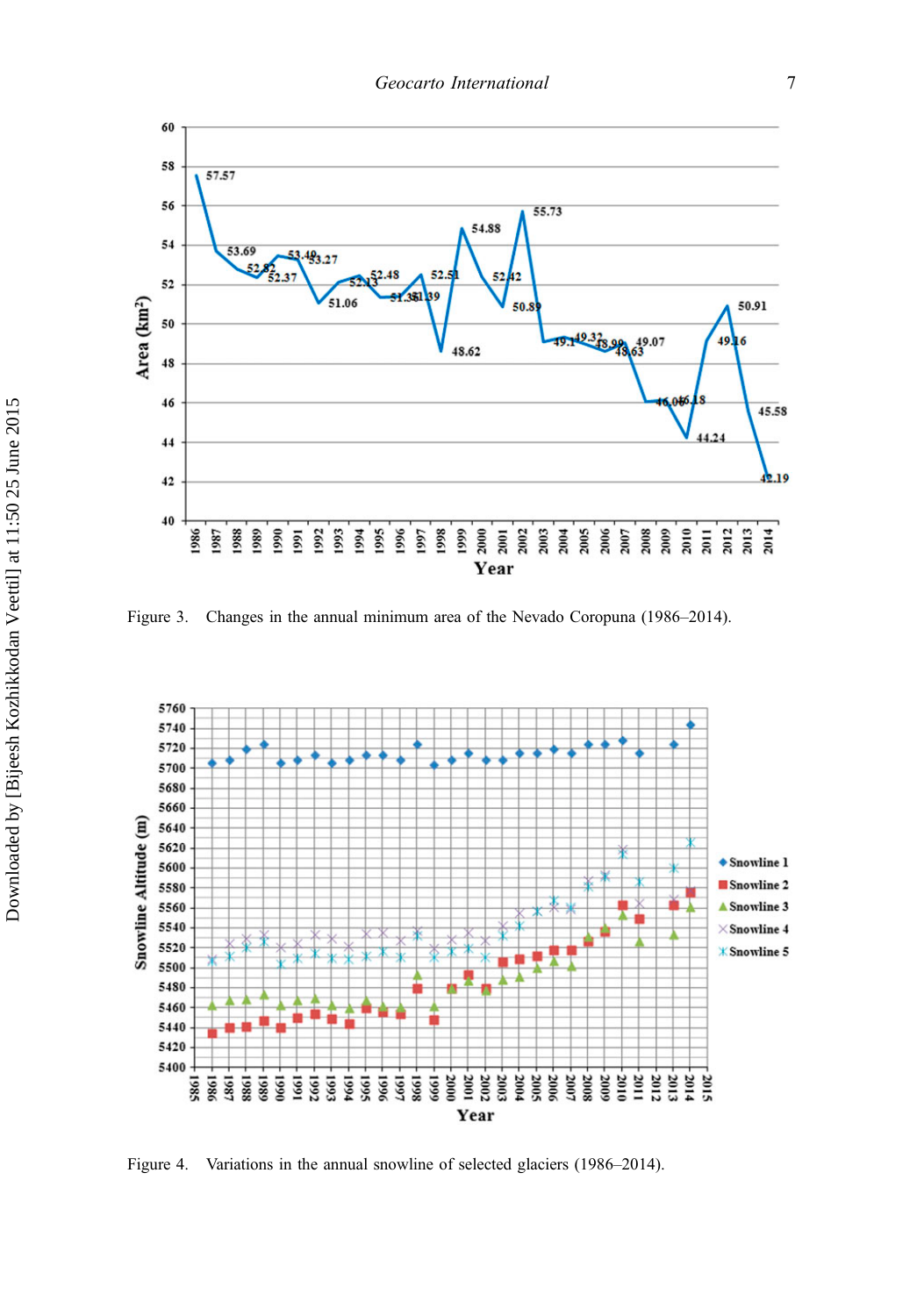Figure 3. Changes in the annual minimum area of the Nevado Coropuna (1986–2014).

Figure 4. Variations in the annual snowline of selected glaciers (1986–2014).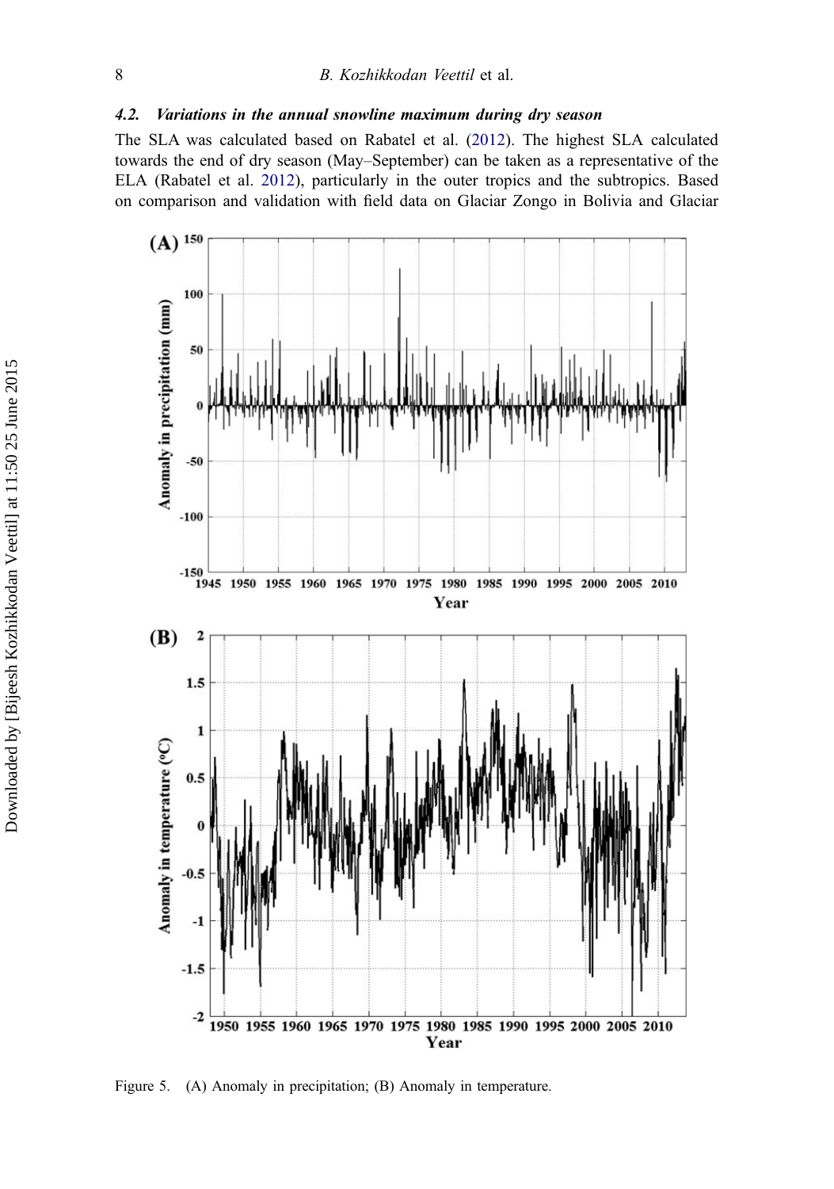### 4.2. *Variations in the annual snowline maximum during dry season*

The SLA was calculated based on Rabatel et al. (2012). The highest SLA calculated towards the end of dry season (May–September) can be taken as a representative of the ELA (Rabatel et al. 2012), particularly in the outer tropics and the subtropics. Based on comparison and validation with field data on Glaciar Zongo in Bolivia and Glaciar

Figure 5. (A) Anomaly in precipitation; (B) Anomaly in temperature.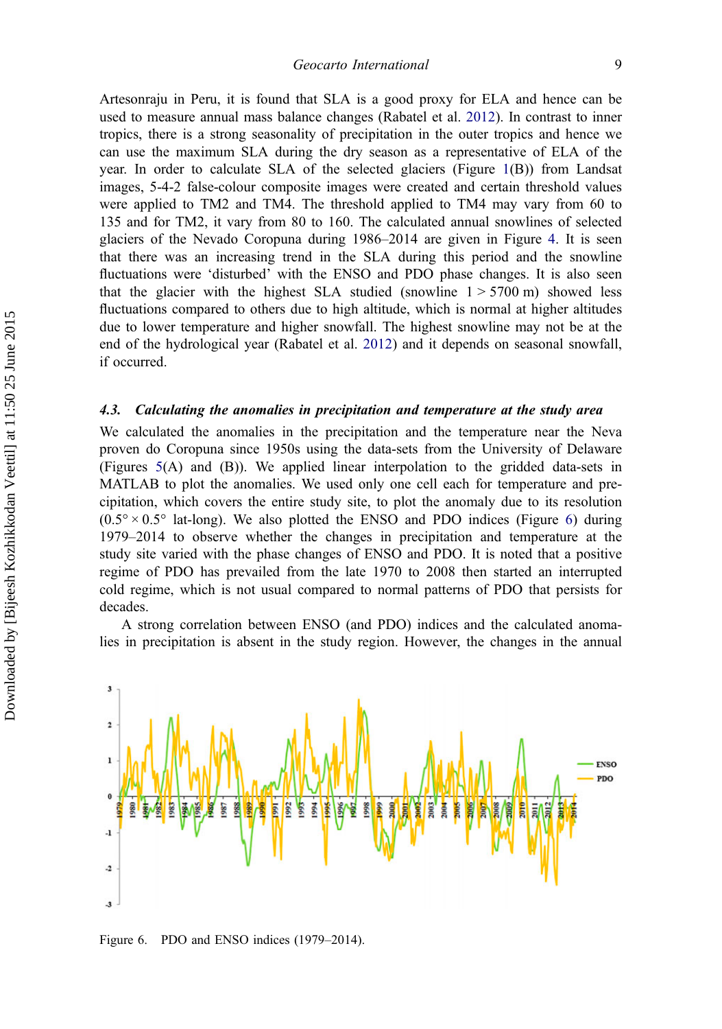Artesonraju in Peru, it is found that SLA is a good proxy for ELA and hence can be used to measure annual mass balance changes (Rabatel et al. 2012). In contrast to inner tropics, there is a strong seasonality of precipitation in the outer tropics and hence we can use the maximum SLA during the dry season as a representative of ELA of the year. In order to calculate SLA of the selected glaciers (Figure 1(B)) from Landsat images, 5-4-2 false-colour composite images were created and certain threshold values were applied to TM2 and TM4. The threshold applied to TM4 may vary from 60 to 135 and for TM2, it vary from 80 to 160. The calculated annual snowlines of selected glaciers of the Nevado Coropuna during 1986–2014 are given in Figure 4. It is seen that there was an increasing trend in the SLA during this period and the snowline fluctuations were 'disturbed' with the ENSO and PDO phase changes. It is also seen that the glacier with the highest SLA studied (snowline 1 > 5700 m) showed less fluctuations compared to others due to high altitude, which is normal at higher altitudes due to lower temperature and higher snowfall. The highest snowline may not be at the end of the hydrological year (Rabatel et al. 2012) and it depends on seasonal snowfall, if occurred.

### *4.3. Calculating the anomalies in precipitation and temperature at the study area*

We calculated the anomalies in the precipitation and the temperature near the Neva proven do Coropuna since 1950s using the data-sets from the University of Delaware (Figures 5(A) and (B)). We applied linear interpolation to the gridded data-sets in MATLAB to plot the anomalies. We used only one cell each for temperature and precipitation, which covers the entire study site, to plot the anomaly due to its resolution ($0.5° \times 0.5°$ lat-long). We also plotted the ENSO and PDO indices (Figure 6) during 1979–2014 to observe whether the changes in precipitation and temperature at the study site varied with the phase changes of ENSO and PDO. It is noted that a positive regime of PDO has prevailed from the late 1970 to 2008 then started an interrupted cold regime, which is not usual compared to normal patterns of PDO that persists for decades.

A strong correlation between ENSO (and PDO) indices and the calculated anomalies in precipitation is absent in the study region. However, the changes in the annual

Figure 6. PDO and ENSO indices (1979–2014).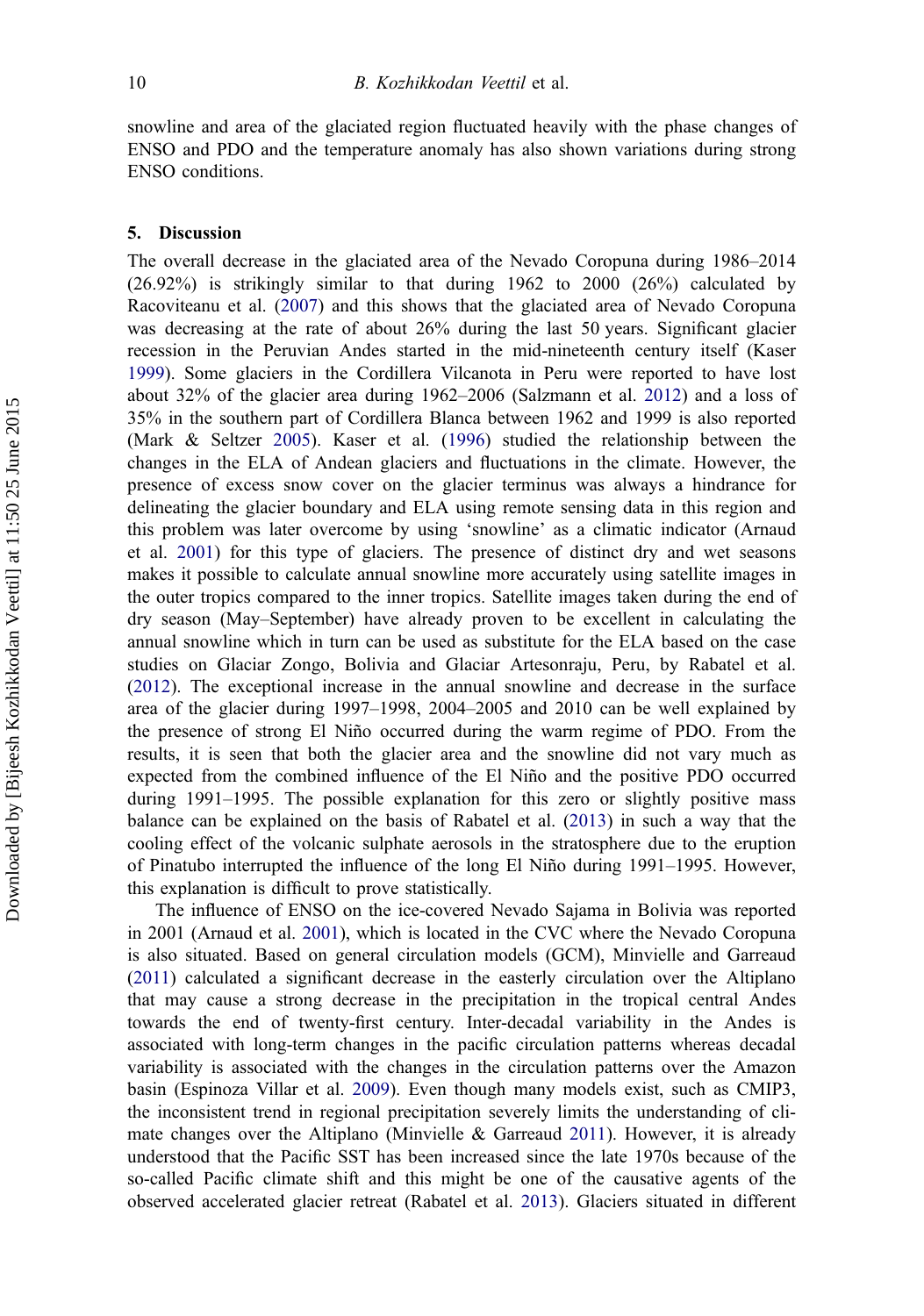snowline and area of the glaciated region fluctuated heavily with the phase changes of ENSO and PDO and the temperature anomaly has also shown variations during strong ENSO conditions.

## 5. Discussion

The overall decrease in the glaciated area of the Nevado Coropuna during 1986–2014 (26.92%) is strikingly similar to that during 1962 to 2000 (26%) calculated by Racoviteanu et al. (2007) and this shows that the glaciated area of Nevado Coropuna was decreasing at the rate of about 26% during the last 50 years. Significant glacier recession in the Peruvian Andes started in the mid-nineteenth century itself (Kaser 1999). Some glaciers in the Cordillera Vilcanota in Peru were reported to have lost about 32% of the glacier area during 1962–2006 (Salzmann et al. 2012) and a loss of 35% in the southern part of Cordillera Blanca between 1962 and 1999 is also reported (Mark & Seltzer 2005). Kaser et al. (1996) studied the relationship between the changes in the ELA of Andean glaciers and fluctuations in the climate. However, the presence of excess snow cover on the glacier terminus was always a hindrance for delineating the glacier boundary and ELA using remote sensing data in this region and this problem was later overcome by using 'snowline' as a climatic indicator (Arnaud et al. 2001) for this type of glaciers. The presence of distinct dry and wet seasons makes it possible to calculate annual snowline more accurately using satellite images in the outer tropics compared to the inner tropics. Satellite images taken during the end of dry season (May–September) have already proven to be excellent in calculating the annual snowline which in turn can be used as substitute for the ELA based on the case studies on Glaciar Zongo, Bolivia and Glaciar Artesonraju, Peru, by Rabatel et al. (2012). The exceptional increase in the annual snowline and decrease in the surface area of the glacier during 1997–1998, 2004–2005 and 2010 can be well explained by the presence of strong El Niño occurred during the warm regime of PDO. From the results, it is seen that both the glacier area and the snowline did not vary much as expected from the combined influence of the El Niño and the positive PDO occurred during 1991–1995. The possible explanation for this zero or slightly positive mass balance can be explained on the basis of Rabatel et al. (2013) in such a way that the cooling effect of the volcanic sulphate aerosols in the stratosphere due to the eruption of Pinatubo interrupted the influence of the long El Niño during 1991–1995. However, this explanation is difficult to prove statistically.

The influence of ENSO on the ice-covered Nevado Sajama in Bolivia was reported in 2001 (Arnaud et al. 2001), which is located in the CVC where the Nevado Coropuna is also situated. Based on general circulation models (GCM), Minvielle and Garreaud (2011) calculated a significant decrease in the easterly circulation over the Altiplano that may cause a strong decrease in the precipitation in the tropical central Andes towards the end of twenty-first century. Inter-decadal variability in the Andes is associated with long-term changes in the pacific circulation patterns whereas decadal variability is associated with the changes in the circulation patterns over the Amazon basin (Espinoza Villar et al. 2009). Even though many models exist, such as CMIP3, the inconsistent trend in regional precipitation severely limits the understanding of climate changes over the Altiplano (Minvielle & Garreaud 2011). However, it is already understood that the Pacific SST has been increased since the late 1970s because of the so-called Pacific climate shift and this might be one of the causative agents of the observed accelerated glacier retreat (Rabatel et al. 2013). Glaciers situated in different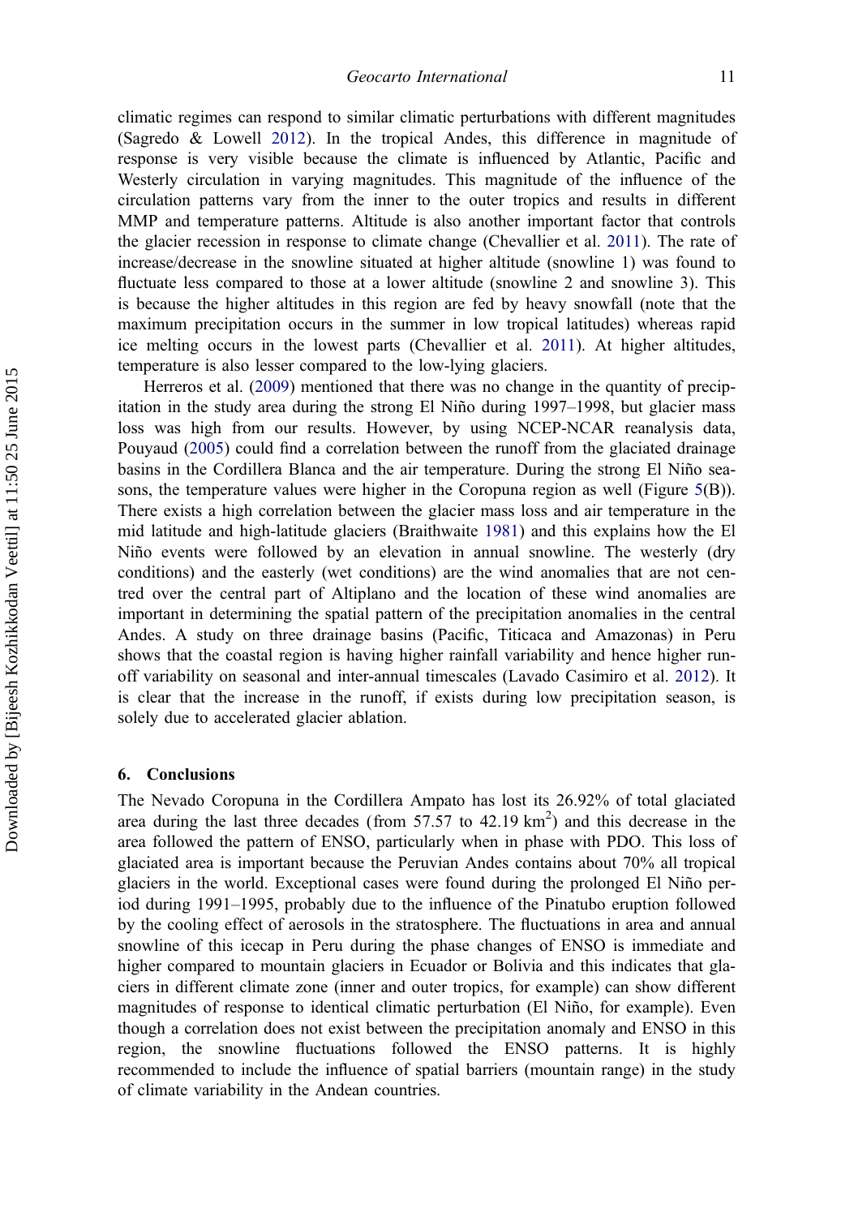climatic regimes can respond to similar climatic perturbations with different magnitudes (Sagredo & Lowell 2012). In the tropical Andes, this difference in magnitude of response is very visible because the climate is influenced by Atlantic, Pacific and Westerly circulation in varying magnitudes. This magnitude of the influence of the circulation patterns vary from the inner to the outer tropics and results in different MMP and temperature patterns. Altitude is also another important factor that controls the glacier recession in response to climate change (Chevallier et al. 2011). The rate of increase/decrease in the snowline situated at higher altitude (snowline 1) was found to fluctuate less compared to those at a lower altitude (snowline 2 and snowline 3). This is because the higher altitudes in this region are fed by heavy snowfall (note that the maximum precipitation occurs in the summer in low tropical latitudes) whereas rapid ice melting occurs in the lowest parts (Chevallier et al. 2011). At higher altitudes, temperature is also lesser compared to the low-lying glaciers.

Herreros et al. (2009) mentioned that there was no change in the quantity of precipitation in the study area during the strong El Niño during 1997–1998, but glacier mass loss was high from our results. However, by using NCEP-NCAR reanalysis data, Pouyaud (2005) could find a correlation between the runoff from the glaciated drainage basins in the Cordillera Blanca and the air temperature. During the strong El Niño seasons, the temperature values were higher in the Coropuna region as well (Figure 5(B)). There exists a high correlation between the glacier mass loss and air temperature in the mid latitude and high-latitude glaciers (Braithwaite 1981) and this explains how the El Niño events were followed by an elevation in annual snowline. The westerly (dry conditions) and the easterly (wet conditions) are the wind anomalies that are not centred over the central part of Altiplano and the location of these wind anomalies are important in determining the spatial pattern of the precipitation anomalies in the central Andes. A study on three drainage basins (Pacific, Titicaca and Amazonas) in Peru shows that the coastal region is having higher rainfall variability and hence higher runoff variability on seasonal and inter-annual timescales (Lavado Casimiro et al. 2012). It is clear that the increase in the runoff, if exists during low precipitation season, is solely due to accelerated glacier ablation.

## 6. Conclusions

The Nevado Coropuna in the Cordillera Ampato has lost its 26.92% of total glaciated area during the last three decades (from 57.57 to 42.19 $km^2$) and this decrease in the area followed the pattern of ENSO, particularly when in phase with PDO. This loss of glaciated area is important because the Peruvian Andes contains about 70% all tropical glaciers in the world. Exceptional cases were found during the prolonged El Niño period during 1991–1995, probably due to the influence of the Pinatubo eruption followed by the cooling effect of aerosols in the stratosphere. The fluctuations in area and annual snowline of this icecap in Peru during the phase changes of ENSO is immediate and higher compared to mountain glaciers in Ecuador or Bolivia and this indicates that glaciers in different climate zone (inner and outer tropics, for example) can show different magnitudes of response to identical climatic perturbation (El Niño, for example). Even though a correlation does not exist between the precipitation anomaly and ENSO in this region, the snowline fluctuations followed the ENSO patterns. It is highly recommended to include the influence of spatial barriers (mountain range) in the study of climate variability in the Andean countries.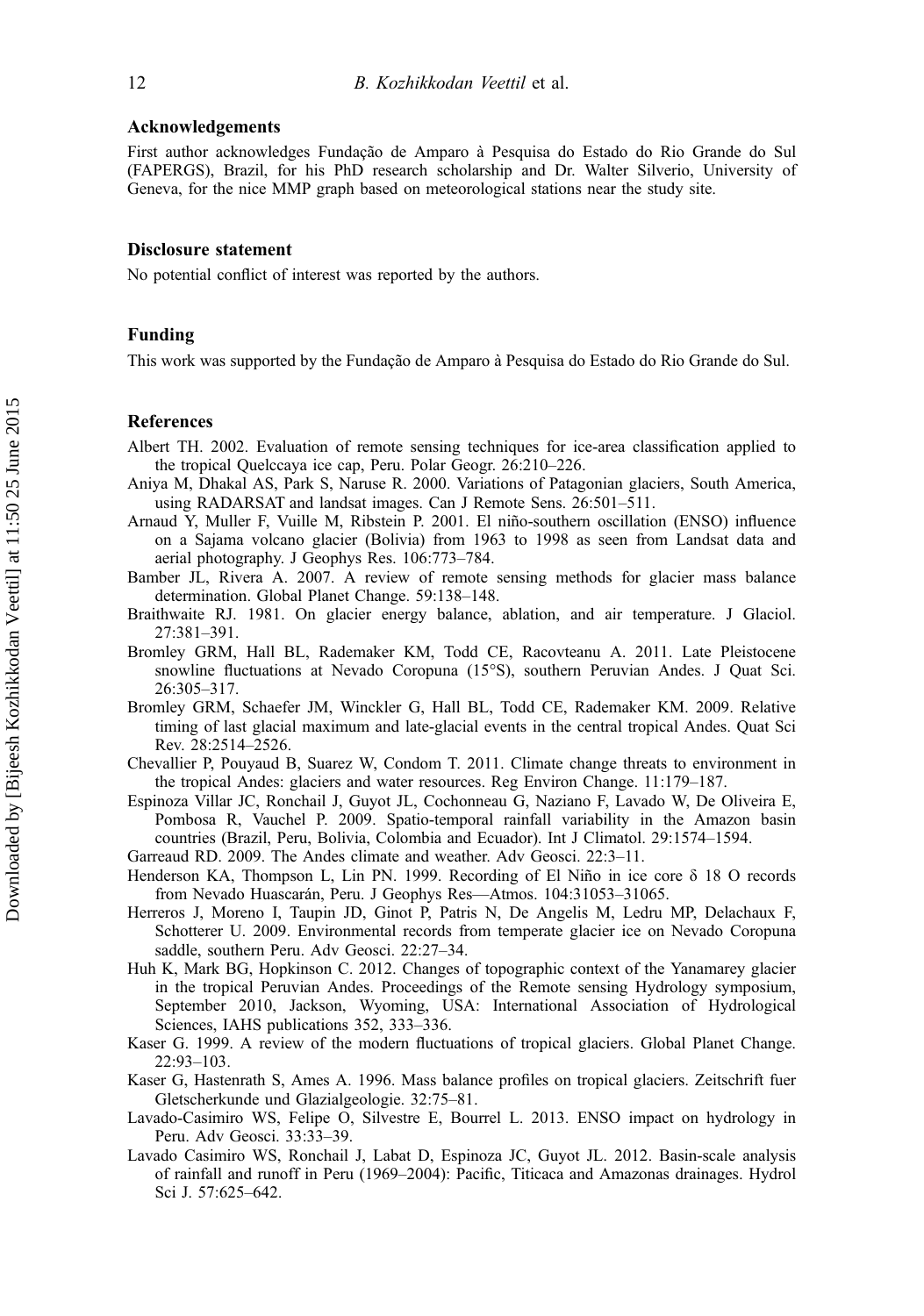## Acknowledgements

First author acknowledges Fundação de Amparo à Pesquisa do Estado do Rio Grande do Sul (FAPERGS), Brazil, for his PhD research scholarship and Dr. Walter Silverio, University of Geneva, for the nice MMP graph based on meteorological stations near the study site.

## Disclosure statement

No potential conflict of interest was reported by the authors.

## Funding

This work was supported by the Fundação de Amparo à Pesquisa do Estado do Rio Grande do Sul.

## References

Albert TH. 2002. Evaluation of remote sensing techniques for ice-area classification applied to the tropical Quelccaya ice cap, Peru. Polar Geogr. 26:210–226.

Aniya M, Dhakal AS, Park S, Naruse R. 2000. Variations of Patagonian glaciers, South America, using RADARSAT and landsat images. Can J Remote Sens. 26:501–511.

Arnaud Y, Muller F, Vuille M, Ribstein P. 2001. El niño-southern oscillation (ENSO) influence on a Sajama volcano glacier (Bolivia) from 1963 to 1998 as seen from Landsat data and aerial photography. J Geophys Res. 106:773–784.

Bamber JL, Rivera A. 2007. A review of remote sensing methods for glacier mass balance determination. Global Planet Change. 59:138–148.

Braithwaite RJ. 1981. On glacier energy balance, ablation, and air temperature. J Glaciol. 27:381–391.

Bromley GRM, Hall BL, Rademaker KM, Todd CE, Racovteanu A. 2011. Late Pleistocene snowline fluctuations at Nevado Coropuna (15°S), southern Peruvian Andes. J Quat Sci. 26:305–317.

Bromley GRM, Schaefer JM, Winckler G, Hall BL, Todd CE, Rademaker KM. 2009. Relative timing of last glacial maximum and late-glacial events in the central tropical Andes. Quat Sci Rev. 28:2514–2526.

Chevallier P, Pouyaud B, Suarez W, Condom T. 2011. Climate change threats to environment in the tropical Andes: glaciers and water resources. Reg Environ Change. 11:179–187.

Espinoza Villar JC, Ronchail J, Guyot JL, Cochonneau G, Naziano F, Lavado W, De Oliveira E, Pombosa R, Vauchel P. 2009. Spatio-temporal rainfall variability in the Amazon basin countries (Brazil, Peru, Bolivia, Colombia and Ecuador). Int J Climatol. 29:1574–1594.

Garreaud RD. 2009. The Andes climate and weather. Adv Geosci. 22:3–11.

Henderson KA, Thompson L, Lin PN. 1999. Recording of El Niño in ice core δ 18 O records from Nevado Huascarán, Peru. J Geophys Res—Atmos. 104:31053–31065.

Herreros J, Moreno I, Taupin JD, Ginot P, Patris N, De Angelis M, Ledru MP, Delachaux F, Schotterer U. 2009. Environmental records from temperate glacier ice on Nevado Coropuna saddle, southern Peru. Adv Geosci. 22:27–34.

Huh K, Mark BG, Hopkinson C. 2012. Changes of topographic context of the Yanamarey glacier in the tropical Peruvian Andes. Proceedings of the Remote sensing Hydrology symposium, September 2010, Jackson, Wyoming, USA: International Association of Hydrological Sciences, IAHS publications 352, 333–336.

Kaser G. 1999. A review of the modern fluctuations of tropical glaciers. Global Planet Change. 22:93–103.

Kaser G, Hastenrath S, Ames A. 1996. Mass balance profiles on tropical glaciers. Zeitschrift fuer Gletscherkunde und Glazialgeologie. 32:75–81.

Lavado-Casimiro WS, Felipe O, Silvestre E, Bourrel L. 2013. ENSO impact on hydrology in Peru. Adv Geosci. 33:33–39.

Lavado Casimiro WS, Ronchail J, Labat D, Espinoza JC, Guyot JL. 2012. Basin-scale analysis of rainfall and runoff in Peru (1969–2004): Pacific, Titicaca and Amazonas drainages. Hydrol Sci J. 57:625–642.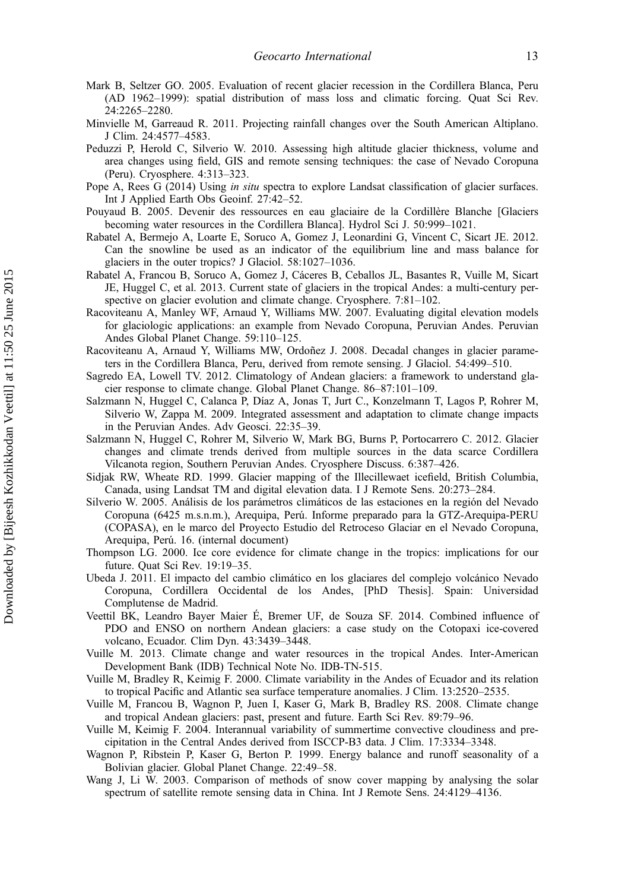Mark B, Seltzer GO. 2005. Evaluation of recent glacier recession in the Cordillera Blanca, Peru (AD 1962–1999): spatial distribution of mass loss and climatic forcing. Quat Sci Rev. 24:2265–2280.

Minvielle M, Garreaud R. 2011. Projecting rainfall changes over the South American Altiplano. J Clim. 24:4577–4583.

Peduzzi P, Herold C, Silverio W. 2010. Assessing high altitude glacier thickness, volume and area changes using field, GIS and remote sensing techniques: the case of Nevado Coropuna (Peru). Cryosphere. 4:313–323.

Pope A, Rees G (2014) Using *in situ* spectra to explore Landsat classification of glacier surfaces. Int J Applied Earth Obs Geoinf. 27:42–52.

Pouyaud B. 2005. Devenir des ressources en eau glaciaire de la Cordillère Blanche [Glaciers becoming water resources in the Cordillera Blanca]. Hydrol Sci J. 50:999–1021.

Rabatel A, Bermejo A, Loarte E, Soruco A, Gomez J, Leonardini G, Vincent C, Sicart JE. 2012. Can the snowline be used as an indicator of the equilibrium line and mass balance for glaciers in the outer tropics? J Glaciol. 58:1027–1036.

Rabatel A, Francou B, Soruco A, Gomez J, Cáceres B, Ceballos JL, Basantes R, Vuille M, Sicart JE, Huggel C, et al. 2013. Current state of glaciers in the tropical Andes: a multi-century perspective on glacier evolution and climate change. Cryosphere. 7:81–102.

Racoviteanu A, Manley WF, Arnaud Y, Williams MW. 2007. Evaluating digital elevation models for glaciologic applications: an example from Nevado Coropuna, Peruvian Andes. Peruvian Andes Global Planet Change. 59:110–125.

Racoviteanu A, Arnaud Y, Williams MW, Ordoñez J. 2008. Decadal changes in glacier parameters in the Cordillera Blanca, Peru, derived from remote sensing. J Glaciol. 54:499–510.

Sagredo EA, Lowell TV. 2012. Climatology of Andean glaciers: a framework to understand glacier response to climate change. Global Planet Change. 86–87:101–109.

Salzmann N, Huggel C, Calanca P, Díaz A, Jonas T, Jurt C., Konzelmann T, Lagos P, Rohrer M, Silverio W, Zappa M. 2009. Integrated assessment and adaptation to climate change impacts in the Peruvian Andes. Adv Geosci. 22:35–39.

Salzmann N, Huggel C, Rohrer M, Silverio W, Mark BG, Burns P, Portocarrero C. 2012. Glacier changes and climate trends derived from multiple sources in the data scarce Cordillera Vilcanota region, Southern Peruvian Andes. Cryosphere Discuss. 6:387–426.

Sidjak RW, Wheate RD. 1999. Glacier mapping of the Illecillewaet icefield, British Columbia, Canada, using Landsat TM and digital elevation data. I J Remote Sens. 20:273–284.

Silverio W. 2005. Análisis de los parámetros climáticos de las estaciones en la región del Nevado Coropuna (6425 m.s.n.m.), Arequipa, Perú. Informe preparado para la GTZ-Arequipa-PERU (COPASA), en le marco del Proyecto Estudio del Retroceso Glaciar en el Nevado Coropuna, Arequipa, Perú. 16. (internal document)

Thompson LG. 2000. Ice core evidence for climate change in the tropics: implications for our future. Quat Sci Rev. 19:19–35.

Ubeda J. 2011. El impacto del cambio climático en los glaciares del complejo volcánico Nevado Coropuna, Cordillera Occidental de los Andes, [PhD Thesis]. Spain: Universidad Complutense de Madrid.

Veettil BK, Leandro Bayer Maier É, Bremer UF, de Souza SF. 2014. Combined influence of PDO and ENSO on northern Andean glaciers: a case study on the Cotopaxi ice-covered volcano, Ecuador. Clim Dyn. 43:3439–3448.

Vuille M. 2013. Climate change and water resources in the tropical Andes. Inter-American Development Bank (IDB) Technical Note No. IDB-TN-515.

Vuille M, Bradley R, Keimig F. 2000. Climate variability in the Andes of Ecuador and its relation to tropical Pacific and Atlantic sea surface temperature anomalies. J Clim. 13:2520–2535.

Vuille M, Francou B, Wagnon P, Juen I, Kaser G, Mark B, Bradley RS. 2008. Climate change and tropical Andean glaciers: past, present and future. Earth Sci Rev. 89:79–96.

Vuille M, Keimig F. 2004. Interannual variability of summertime convective cloudiness and precipitation in the Central Andes derived from ISCCP-B3 data. J Clim. 17:3334–3348.

Wagnon P, Ribstein P, Kaser G, Berton P. 1999. Energy balance and runoff seasonality of a Bolivian glacier. Global Planet Change. 22:49–58.

Wang J, Li W. 2003. Comparison of methods of snow cover mapping by analysing the solar spectrum of satellite remote sensing data in China. Int J Remote Sens. 24:4129–4136.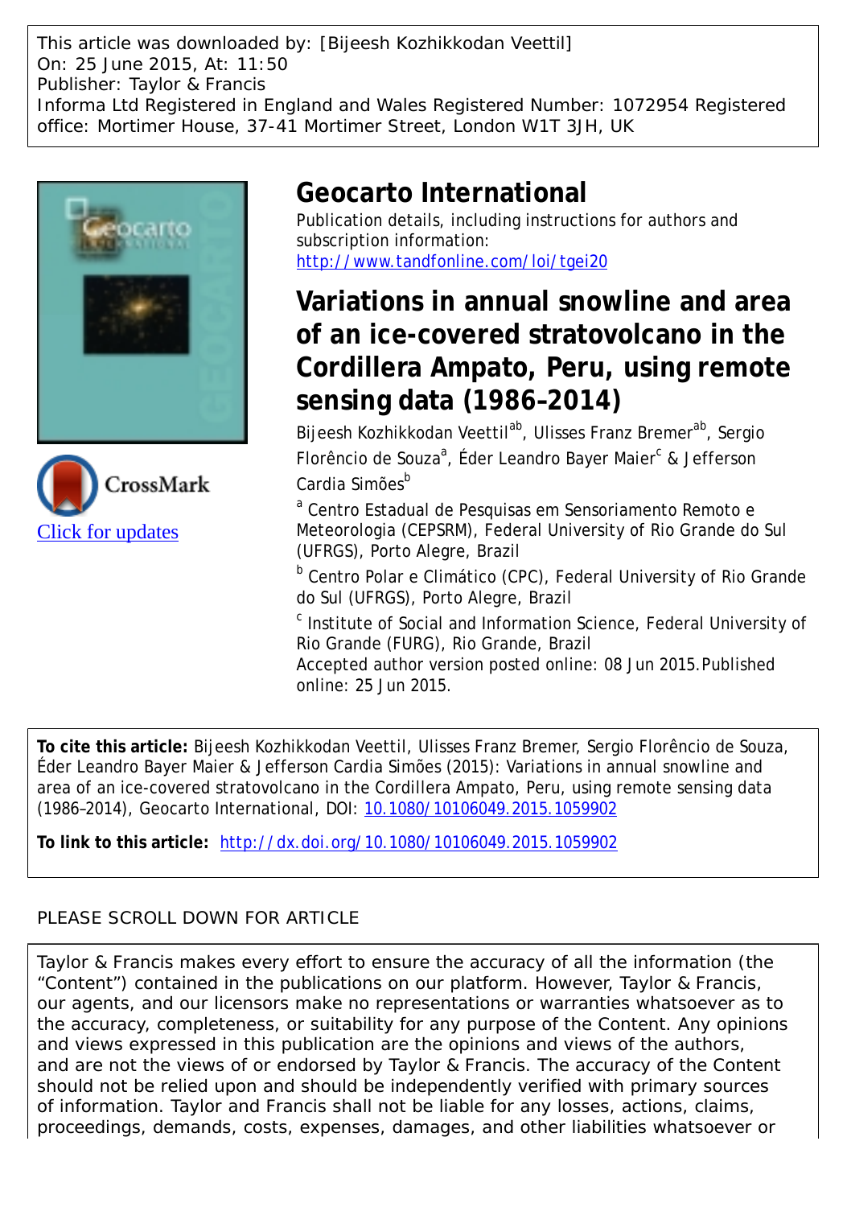This article was downloaded by: [Bijeesh Kozhikkodan Veettil]
On: 25 June 2015, At: 11:50
Publisher: Taylor & Francis
Informa Ltd Registered in England and Wales Registered Number: 1072954 Registered office: Mortimer House, 37-41 Mortimer Street, London W1T 3JH, UK

# Geocarto International

Publication details, including instructions for authors and subscription information:
http://www.tandfonline.com/loi/tgei20

# Variations in annual snowline and area of an ice-covered stratovolcano in the Cordillera Ampato, Peru, using remote sensing data (1986–2014)

Bijeesh Kozhikkodan Veettil[ab], Ulisses Franz Bremer[ab], Sergio Florêncio de Souza[a], Éder Leandro Bayer Maier[c] & Jefferson Cardia Simões[b]

[a] Centro Estadual de Pesquisas em Sensoriamento Remoto e Meteorologia (CEPSRM), Federal University of Rio Grande do Sul (UFRGS), Porto Alegre, Brazil

[b] Centro Polar e Climático (CPC), Federal University of Rio Grande do Sul (UFRGS), Porto Alegre, Brazil

[c] Institute of Social and Information Science, Federal University of Rio Grande (FURG), Rio Grande, Brazil

Accepted author version posted online: 08 Jun 2015.Published online: 25 Jun 2015.

Click for updates

**To cite this article:** Bijeesh Kozhikkodan Veettil, Ulisses Franz Bremer, Sergio Florêncio de Souza, Éder Leandro Bayer Maier & Jefferson Cardia Simões (2015): Variations in annual snowline and area of an ice-covered stratovolcano in the Cordillera Ampato, Peru, using remote sensing data (1986–2014), Geocarto International, DOI: 10.1080/10106049.2015.1059902

**To link to this article:** http://dx.doi.org/10.1080/10106049.2015.1059902

PLEASE SCROLL DOWN FOR ARTICLE

Taylor & Francis makes every effort to ensure the accuracy of all the information (the “Content”) contained in the publications on our platform. However, Taylor & Francis, our agents, and our licensors make no representations or warranties whatsoever as to the accuracy, completeness, or suitability for any purpose of the Content. Any opinions and views expressed in this publication are the opinions and views of the authors, and are not the views of or endorsed by Taylor & Francis. The accuracy of the Content should not be relied upon and should be independently verified with primary sources of information. Taylor and Francis shall not be liable for any losses, actions, claims, proceedings, demands, costs, expenses, damages, and other liabilities whatsoever or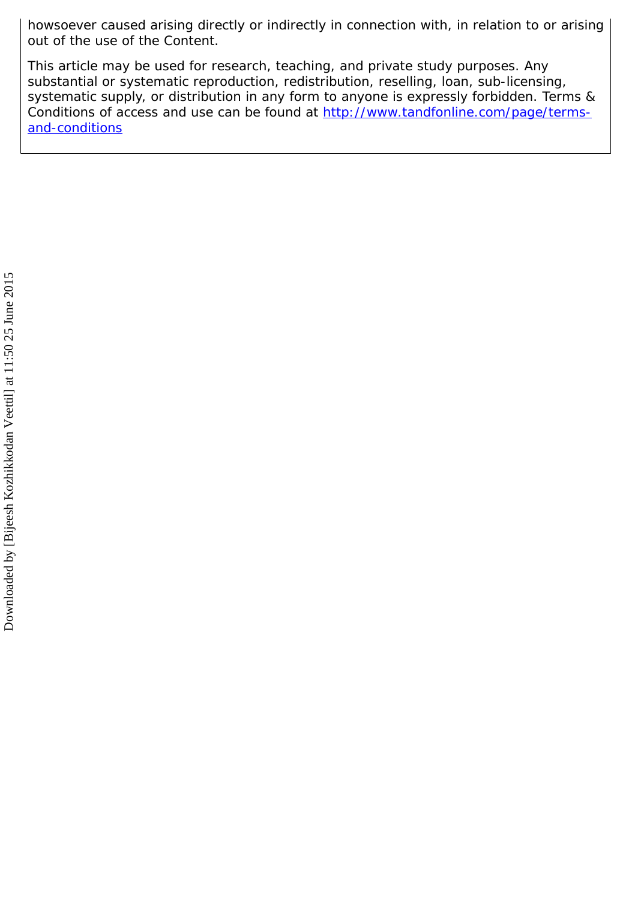howsoever caused arising directly or indirectly in connection with, in relation to or arising out of the use of the Content.

This article may be used for research, teaching, and private study purposes. Any substantial or systematic reproduction, redistribution, reselling, loan, sub-licensing, systematic supply, or distribution in any form to anyone is expressly forbidden. Terms & Conditions of access and use can be found at [http://www.tandfonline.com/page/terms-and-conditions](http://www.tandfonline.com/page/terms-and-conditions)

Downloaded by [Bijeesh Kozhikkodan Veettil] at 11:50 25 June 2015